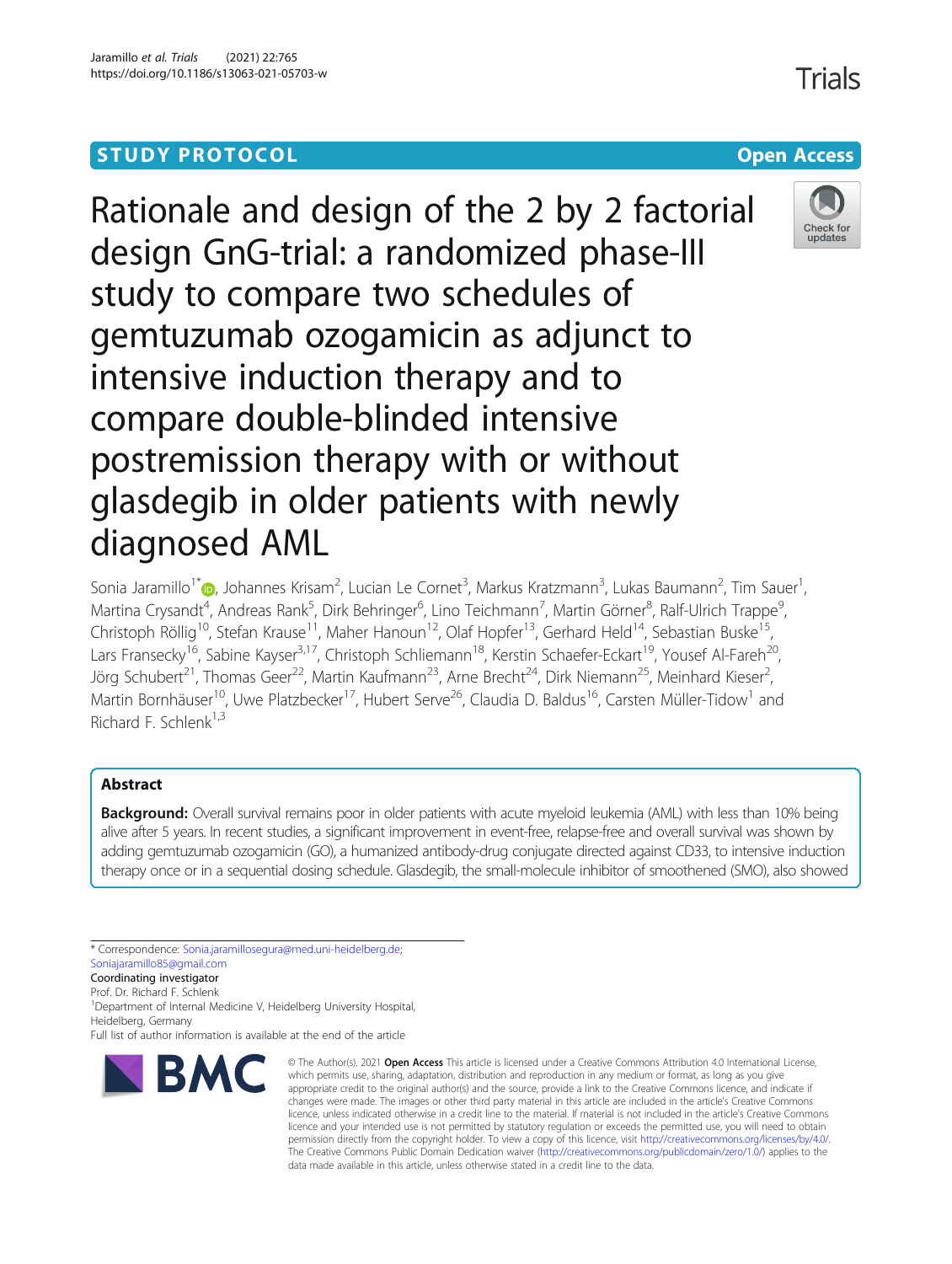STUDY PROTOCOL

Open Access

# Rationale and design of the 2 by 2 factorial design GnG-trial: a randomized phase-III study to compare two schedules of gemtuzumab ozogamicin as adjunct to intensive induction therapy and to compare double-blinded intensive postremission therapy with or without glasdegib in older patients with newly diagnosed AML

Sonia Jaramillo[1*], Johannes Krisam[2], Lucian Le Cornet[3], Markus Kratzmann[3], Lukas Baumann[2], Tim Sauer[1], Martina Crysandt[4], Andreas Rank[5], Dirk Behringer[6], Lino Teichmann[7], Martin Görner[8], Ralf-Ulrich Trappe[9], Christoph Röllig[10], Stefan Krause[11], Maher Hanoun[12], Olaf Hopfer[13], Gerhard Held[14], Sebastian Buske[15], Lars Fransecky[16], Sabine Kayser[3,17], Christoph Schliemann[18], Kerstin Schaefer-Eckart[19], Yousef Al-Fareh[20], Jörg Schubert[21], Thomas Geer[22], Martin Kaufmann[23], Arne Brecht[24], Dirk Niemann[25], Meinhard Kieser[2], Martin Bornhäuser[10], Uwe Platzbecker[17], Hubert Serve[26], Claudia D. Baldus[16], Carsten Müller-Tidow[1] and Richard F. Schlenk[1,3]

## Abstract

**Background:** Overall survival remains poor in older patients with acute myeloid leukemia (AML) with less than 10% being alive after 5 years. In recent studies, a significant improvement in event-free, relapse-free and overall survival was shown by adding gemtuzumab ozogamicin (GO), a humanized antibody-drug conjugate directed against CD33, to intensive induction therapy once or in a sequential dosing schedule. Glasdegib, the small-molecule inhibitor of smoothened (SMO), also showed

---

* Correspondence: Sonia.jaramillosegura@med.uni-heidelberg.de; Soniajaramillo85@gmail.com

Coordinating investigator

Prof. Dr. Richard F. Schlenk

[1]Department of Internal Medicine V, Heidelberg University Hospital, Heidelberg, Germany

Full list of author information is available at the end of the article

© The Author(s). 2021 **Open Access** This article is licensed under a Creative Commons Attribution 4.0 International License, which permits use, sharing, adaptation, distribution and reproduction in any medium or format, as long as you give appropriate credit to the original author(s) and the source, provide a link to the Creative Commons licence, and indicate if changes were made. The images or other third party material in this article are included in the article's Creative Commons licence, unless indicated otherwise in a credit line to the material. If material is not included in the article's Creative Commons licence and your intended use is not permitted by statutory regulation or exceeds the permitted use, you will need to obtain permission directly from the copyright holder. To view a copy of this licence, visit http://creativecommons.org/licenses/by/4.0/. The Creative Commons Public Domain Dedication waiver (http://creativecommons.org/publicdomain/zero/1.0/) applies to the data made available in this article, unless otherwise stated in a credit line to the data.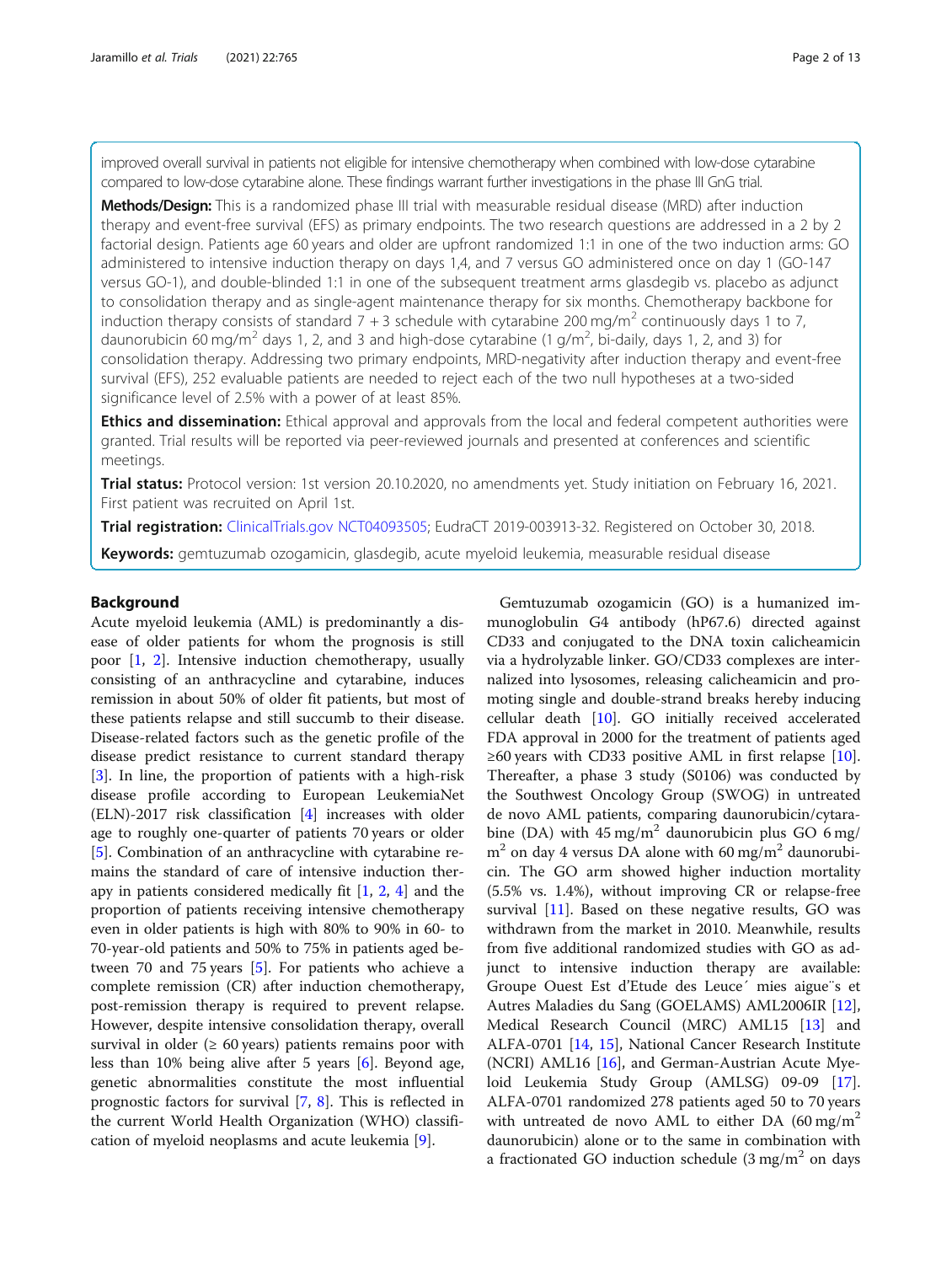improved overall survival in patients not eligible for intensive chemotherapy when combined with low-dose cytarabine compared to low-dose cytarabine alone. These findings warrant further investigations in the phase III GnG trial.

**Methods/Design:** This is a randomized phase III trial with measurable residual disease (MRD) after induction therapy and event-free survival (EFS) as primary endpoints. The two research questions are addressed in a 2 by 2 factorial design. Patients age 60 years and older are upfront randomized 1:1 in one of the two induction arms: GO administered to intensive induction therapy on days 1,4, and 7 versus GO administered once on day 1 (GO-147 versus GO-1), and double-blinded 1:1 in one of the subsequent treatment arms glasdegib vs. placebo as adjunct to consolidation therapy and as single-agent maintenance therapy for six months. Chemotherapy backbone for induction therapy consists of standard 7 + 3 schedule with cytarabine 200 mg/m$^2$ continuously days 1 to 7, daunorubicin 60 mg/m$^2$ days 1, 2, and 3 and high-dose cytarabine (1 g/m$^2$, bi-daily, days 1, 2, and 3) for consolidation therapy. Addressing two primary endpoints, MRD-negativity after induction therapy and event-free survival (EFS), 252 evaluable patients are needed to reject each of the two null hypotheses at a two-sided significance level of 2.5% with a power of at least 85%.

**Ethics and dissemination:** Ethical approval and approvals from the local and federal competent authorities were granted. Trial results will be reported via peer-reviewed journals and presented at conferences and scientific meetings.

**Trial status:** Protocol version: 1st version 20.10.2020, no amendments yet. Study initiation on February 16, 2021. First patient was recruited on April 1st.

**Trial registration:** ClinicalTrials.gov NCT04093505; EudraCT 2019-003913-32. Registered on October 30, 2018.

**Keywords:** gemtuzumab ozogamicin, glasdegib, acute myeloid leukemia, measurable residual disease

## Background

Acute myeloid leukemia (AML) is predominantly a disease of older patients for whom the prognosis is still poor [1, 2]. Intensive induction chemotherapy, usually consisting of an anthracycline and cytarabine, induces remission in about 50% of older fit patients, but most of these patients relapse and still succumb to their disease. Disease-related factors such as the genetic profile of the disease predict resistance to current standard therapy [3]. In line, the proportion of patients with a high-risk disease profile according to European LeukemiaNet (ELN)-2017 risk classification [4] increases with older age to roughly one-quarter of patients 70 years or older [5]. Combination of an anthracycline with cytarabine remains the standard of care of intensive induction therapy in patients considered medically fit [1, 2, 4] and the proportion of patients receiving intensive chemotherapy even in older patients is high with 80% to 90% in 60- to 70-year-old patients and 50% to 75% in patients aged between 70 and 75 years [5]. For patients who achieve a complete remission (CR) after induction chemotherapy, post-remission therapy is required to prevent relapse. However, despite intensive consolidation therapy, overall survival in older (≥ 60 years) patients remains poor with less than 10% being alive after 5 years [6]. Beyond age, genetic abnormalities constitute the most influential prognostic factors for survival [7, 8]. This is reflected in the current World Health Organization (WHO) classification of myeloid neoplasms and acute leukemia [9].

Gemtuzumab ozogamicin (GO) is a humanized immunoglobulin G4 antibody (hP67.6) directed against CD33 and conjugated to the DNA toxin calicheamicin via a hydrolyzable linker. GO/CD33 complexes are internalized into lysosomes, releasing calicheamicin and promoting single and double-strand breaks hereby inducing cellular death [10]. GO initially received accelerated FDA approval in 2000 for the treatment of patients aged ≥60 years with CD33 positive AML in first relapse [10]. Thereafter, a phase 3 study (S0106) was conducted by the Southwest Oncology Group (SWOG) in untreated de novo AML patients, comparing daunorubicin/cytarabine (DA) with 45 mg/m$^2$ daunorubicin plus GO 6 mg/m$^2$ on day 4 versus DA alone with 60 mg/m$^2$ daunorubicin. The GO arm showed higher induction mortality (5.5% vs. 1.4%), without improving CR or relapse-free survival [11]. Based on these negative results, GO was withdrawn from the market in 2010. Meanwhile, results from five additional randomized studies with GO as adjunct to intensive induction therapy are available: Groupe Ouest Est d'Etude des Leucémies aigües et Autres Maladies du Sang (GOELAMS) AML2006IR [12], Medical Research Council (MRC) AML15 [13] and ALFA-0701 [14, 15], National Cancer Research Institute (NCRI) AML16 [16], and German-Austrian Acute Myeloid Leukemia Study Group (AMLSG) 09-09 [17]. ALFA-0701 randomized 278 patients aged 50 to 70 years with untreated de novo AML to either DA (60 mg/m$^2$ daunorubicin) alone or to the same in combination with a fractionated GO induction schedule (3 mg/m$^2$ on days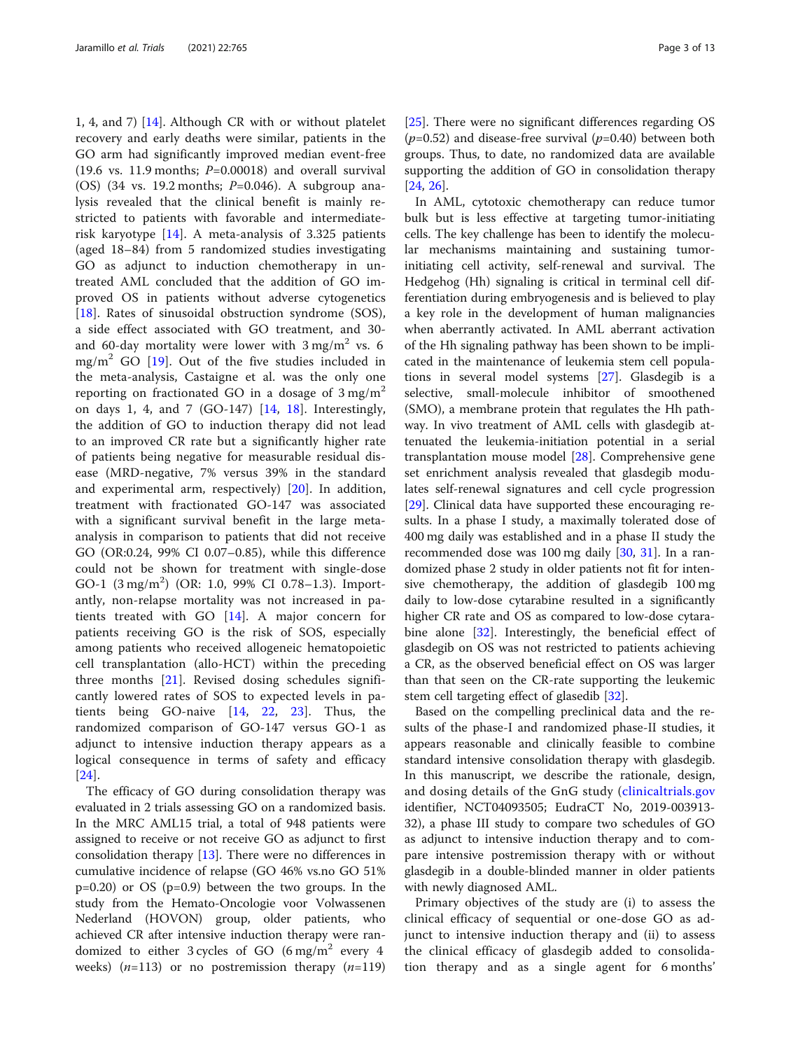1, 4, and 7) [14]. Although CR with or without platelet recovery and early deaths were similar, patients in the GO arm had significantly improved median event-free (19.6 vs. 11.9 months; $P$=0.00018) and overall survival (OS) (34 vs. 19.2 months; $P$=0.046). A subgroup analysis revealed that the clinical benefit is mainly restricted to patients with favorable and intermediate-risk karyotype [14]. A meta-analysis of 3.325 patients (aged 18–84) from 5 randomized studies investigating GO as adjunct to induction chemotherapy in untreated AML concluded that the addition of GO improved OS in patients without adverse cytogenetics [18]. Rates of sinusoidal obstruction syndrome (SOS), a side effect associated with GO treatment, and 30- and 60-day mortality were lower with 3 mg/m$^2$ vs. 6 mg/m$^2$ GO [19]. Out of the five studies included in the meta-analysis, Castaigne et al. was the only one reporting on fractionated GO in a dosage of 3 mg/m$^2$ on days 1, 4, and 7 (GO-147) [14, 18]. Interestingly, the addition of GO to induction therapy did not lead to an improved CR rate but a significantly higher rate of patients being negative for measurable residual disease (MRD-negative, 7% versus 39% in the standard and experimental arm, respectively) [20]. In addition, treatment with fractionated GO-147 was associated with a significant survival benefit in the large meta-analysis in comparison to patients that did not receive GO (OR:0.24, 99% CI 0.07–0.85), while this difference could not be shown for treatment with single-dose GO-1 (3 mg/m$^2$) (OR: 1.0, 99% CI 0.78–1.3). Importantly, non-relapse mortality was not increased in patients treated with GO [14]. A major concern for patients receiving GO is the risk of SOS, especially among patients who received allogeneic hematopoietic cell transplantation (allo-HCT) within the preceding three months [21]. Revised dosing schedules significantly lowered rates of SOS to expected levels in patients being GO-naive [14, 22, 23]. Thus, the randomized comparison of GO-147 versus GO-1 as adjunct to intensive induction therapy appears as a logical consequence in terms of safety and efficacy [24].

The efficacy of GO during consolidation therapy was evaluated in 2 trials assessing GO on a randomized basis. In the MRC AML15 trial, a total of 948 patients were assigned to receive or not receive GO as adjunct to first consolidation therapy [13]. There were no differences in cumulative incidence of relapse (GO 46% vs.no GO 51% p=0.20) or OS (p=0.9) between the two groups. In the study from the Hemato-Oncologie voor Volwassenen Nederland (HOVON) group, older patients, who achieved CR after intensive induction therapy were randomized to either 3 cycles of GO (6 mg/m$^2$ every 4 weeks) ($n$=113) or no postremission therapy ($n$=119) [25]. There were no significant differences regarding OS ($p$=0.52) and disease-free survival ($p$=0.40) between both groups. Thus, to date, no randomized data are available supporting the addition of GO in consolidation therapy [24, 26].

In AML, cytotoxic chemotherapy can reduce tumor bulk but is less effective at targeting tumor-initiating cells. The key challenge has been to identify the molecular mechanisms maintaining and sustaining tumor-initiating cell activity, self-renewal and survival. The Hedgehog (Hh) signaling is critical in terminal cell differentiation during embryogenesis and is believed to play a key role in the development of human malignancies when aberrantly activated. In AML aberrant activation of the Hh signaling pathway has been shown to be implicated in the maintenance of leukemia stem cell populations in several model systems [27]. Glasdegib is a selective, small-molecule inhibitor of smoothened (SMO), a membrane protein that regulates the Hh pathway. In vivo treatment of AML cells with glasdegib attenuated the leukemia-initiation potential in a serial transplantation mouse model [28]. Comprehensive gene set enrichment analysis revealed that glasdegib modulates self-renewal signatures and cell cycle progression [29]. Clinical data have supported these encouraging results. In a phase I study, a maximally tolerated dose of 400 mg daily was established and in a phase II study the recommended dose was 100 mg daily [30, 31]. In a randomized phase 2 study in older patients not fit for intensive chemotherapy, the addition of glasdegib 100 mg daily to low-dose cytarabine resulted in a significantly higher CR rate and OS as compared to low-dose cytarabine alone [32]. Interestingly, the beneficial effect of glasdegib on OS was not restricted to patients achieving a CR, as the observed beneficial effect on OS was larger than that seen on the CR-rate supporting the leukemic stem cell targeting effect of glasedib [32].

Based on the compelling preclinical data and the results of the phase-I and randomized phase-II studies, it appears reasonable and clinically feasible to combine standard intensive consolidation therapy with glasdegib. In this manuscript, we describe the rationale, design, and dosing details of the GnG study (clinicaltrials.gov identifier, NCT04093505; EudraCT No, 2019-003913-32), a phase III study to compare two schedules of GO as adjunct to intensive induction therapy and to compare intensive postremission therapy with or without glasdegib in a double-blinded manner in older patients with newly diagnosed AML.

Primary objectives of the study are (i) to assess the clinical efficacy of sequential or one-dose GO as adjunct to intensive induction therapy and (ii) to assess the clinical efficacy of glasdegib added to consolidation therapy and as a single agent for 6 months'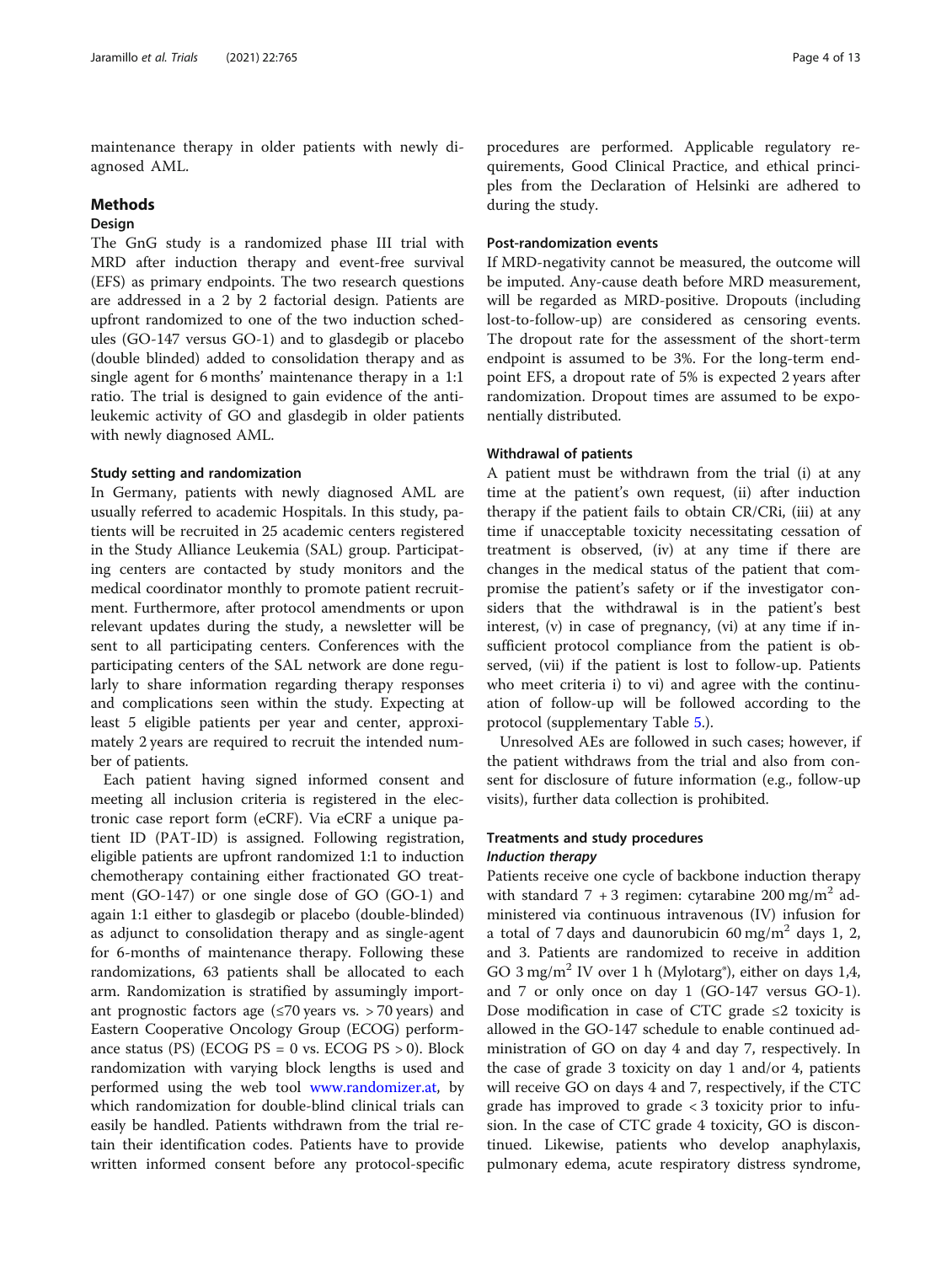maintenance therapy in older patients with newly diagnosed AML.

## Methods

### Design

The GnG study is a randomized phase III trial with MRD after induction therapy and event-free survival (EFS) as primary endpoints. The two research questions are addressed in a 2 by 2 factorial design. Patients are upfront randomized to one of the two induction schedules (GO-147 versus GO-1) and to glasdegib or placebo (double blinded) added to consolidation therapy and as single agent for 6 months' maintenance therapy in a 1:1 ratio. The trial is designed to gain evidence of the antileukemic activity of GO and glasdegib in older patients with newly diagnosed AML.

#### Study setting and randomization

In Germany, patients with newly diagnosed AML are usually referred to academic Hospitals. In this study, patients will be recruited in 25 academic centers registered in the Study Alliance Leukemia (SAL) group. Participating centers are contacted by study monitors and the medical coordinator monthly to promote patient recruitment. Furthermore, after protocol amendments or upon relevant updates during the study, a newsletter will be sent to all participating centers. Conferences with the participating centers of the SAL network are done regularly to share information regarding therapy responses and complications seen within the study. Expecting at least 5 eligible patients per year and center, approximately 2 years are required to recruit the intended number of patients.

Each patient having signed informed consent and meeting all inclusion criteria is registered in the electronic case report form (eCRF). Via eCRF a unique patient ID (PAT-ID) is assigned. Following registration, eligible patients are upfront randomized 1:1 to induction chemotherapy containing either fractionated GO treatment (GO-147) or one single dose of GO (GO-1) and again 1:1 either to glasdegib or placebo (double-blinded) as adjunct to consolidation therapy and as single-agent for 6-months of maintenance therapy. Following these randomizations, 63 patients shall be allocated to each arm. Randomization is stratified by assumingly important prognostic factors age (≤70 years vs. > 70 years) and Eastern Cooperative Oncology Group (ECOG) performance status (PS) (ECOG PS = 0 vs. ECOG PS > 0). Block randomization with varying block lengths is used and performed using the web tool www.randomizer.at, by which randomization for double-blind clinical trials can easily be handled. Patients withdrawn from the trial retain their identification codes. Patients have to provide written informed consent before any protocol-specific procedures are performed. Applicable regulatory requirements, Good Clinical Practice, and ethical principles from the Declaration of Helsinki are adhered to during the study.

#### Post-randomization events

If MRD-negativity cannot be measured, the outcome will be imputed. Any-cause death before MRD measurement, will be regarded as MRD-positive. Dropouts (including lost-to-follow-up) are considered as censoring events. The dropout rate for the assessment of the short-term endpoint is assumed to be 3%. For the long-term endpoint EFS, a dropout rate of 5% is expected 2 years after randomization. Dropout times are assumed to be exponentially distributed.

#### Withdrawal of patients

A patient must be withdrawn from the trial (i) at any time at the patient's own request, (ii) after induction therapy if the patient fails to obtain CR/CRi, (iii) at any time if unacceptable toxicity necessitating cessation of treatment is observed, (iv) at any time if there are changes in the medical status of the patient that compromise the patient's safety or if the investigator considers that the withdrawal is in the patient's best interest, (v) in case of pregnancy, (vi) at any time if insufficient protocol compliance from the patient is observed, (vii) if the patient is lost to follow-up. Patients who meet criteria i) to vi) and agree with the continuation of follow-up will be followed according to the protocol (supplementary Table 5.).

Unresolved AEs are followed in such cases; however, if the patient withdraws from the trial and also from consent for disclosure of future information (e.g., follow-up visits), further data collection is prohibited.

### Treatments and study procedures

#### *Induction therapy*

Patients receive one cycle of backbone induction therapy with standard 7 + 3 regimen: cytarabine 200 mg/m$^2$ administered via continuous intravenous (IV) infusion for a total of 7 days and daunorubicin 60 mg/m$^2$ days 1, 2, and 3. Patients are randomized to receive in addition GO 3 mg/m$^2$ IV over 1 h (Mylotarg®), either on days 1,4, and 7 or only once on day 1 (GO-147 versus GO-1). Dose modification in case of CTC grade ≤2 toxicity is allowed in the GO-147 schedule to enable continued administration of GO on day 4 and day 7, respectively. In the case of grade 3 toxicity on day 1 and/or 4, patients will receive GO on days 4 and 7, respectively, if the CTC grade has improved to grade < 3 toxicity prior to infusion. In the case of CTC grade 4 toxicity, GO is discontinued. Likewise, patients who develop anaphylaxis, pulmonary edema, acute respiratory distress syndrome,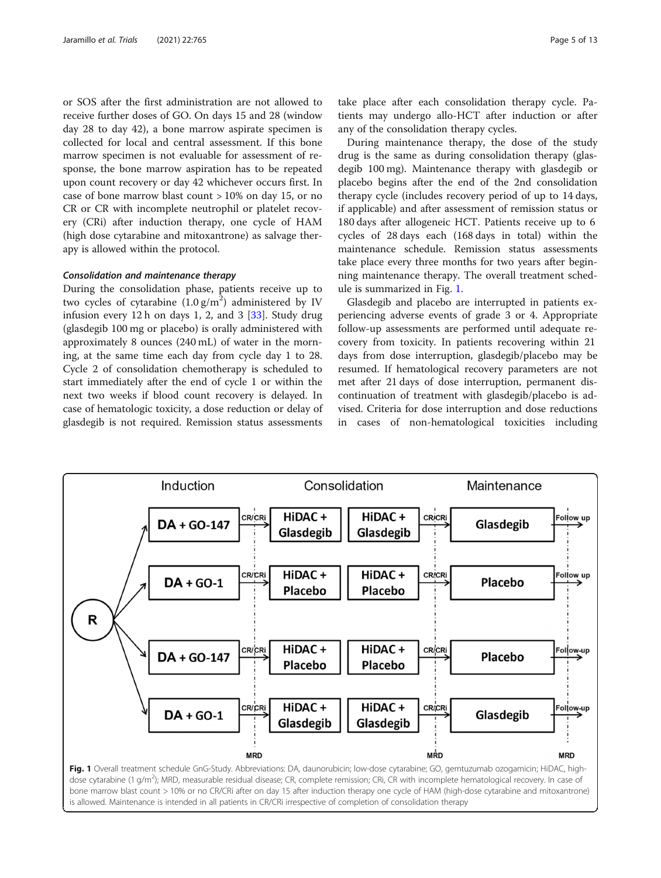or SOS after the first administration are not allowed to receive further doses of GO. On days 15 and 28 (window day 28 to day 42), a bone marrow aspirate specimen is collected for local and central assessment. If this bone marrow specimen is not evaluable for assessment of response, the bone marrow aspiration has to be repeated upon count recovery or day 42 whichever occurs first. In case of bone marrow blast count > 10% on day 15, or no CR or CR with incomplete neutrophil or platelet recovery (CRi) after induction therapy, one cycle of HAM (high dose cytarabine and mitoxantrone) as salvage therapy is allowed within the protocol.

#### *Consolidation and maintenance therapy*

During the consolidation phase, patients receive up to two cycles of cytarabine (1.0 g/m$^2$) administered by IV infusion every 12 h on days 1, 2, and 3 [33]. Study drug (glasdegib 100 mg or placebo) is orally administered with approximately 8 ounces (240 mL) of water in the morning, at the same time each day from cycle day 1 to 28. Cycle 2 of consolidation chemotherapy is scheduled to start immediately after the end of cycle 1 or within the next two weeks if blood count recovery is delayed. In case of hematologic toxicity, a dose reduction or delay of glasdegib is not required. Remission status assessments take place after each consolidation therapy cycle. Patients may undergo allo-HCT after induction or after any of the consolidation therapy cycles.

During maintenance therapy, the dose of the study drug is the same as during consolidation therapy (glasdegib 100 mg). Maintenance therapy with glasdegib or placebo begins after the end of the 2nd consolidation therapy cycle (includes recovery period of up to 14 days, if applicable) and after assessment of remission status or 180 days after allogeneic HCT. Patients receive up to 6 cycles of 28 days each (168 days in total) within the maintenance schedule. Remission status assessments take place every three months for two years after beginning maintenance therapy. The overall treatment schedule is summarized in Fig. 1.

Glasdegib and placebo are interrupted in patients experiencing adverse events of grade 3 or 4. Appropriate follow-up assessments are performed until adequate recovery from toxicity. In patients recovering within 21 days from dose interruption, glasdegib/placebo may be resumed. If hematological recovery parameters are not met after 21 days of dose interruption, permanent discontinuation of treatment with glasdegib/placebo is advised. Criteria for dose interruption and dose reductions in cases of non-hematological toxicities including

Fig. 1 Overall treatment schedule GnG-Study. Abbreviations: DA, daunorubicin; low-dose cytarabine; GO, gemtuzumab ozogamicin; HiDAC, high-dose cytarabine (1 g/m$^2$); MRD, measurable residual disease; CR, complete remission; CRi, CR with incomplete hematological recovery. In case of bone marrow blast count > 10% or no CR/CRi after on day 15 after induction therapy one cycle of HAM (high-dose cytarabine and mitoxantrone) is allowed. Maintenance is intended in all patients in CR/CRi irrespective of completion of consolidation therapy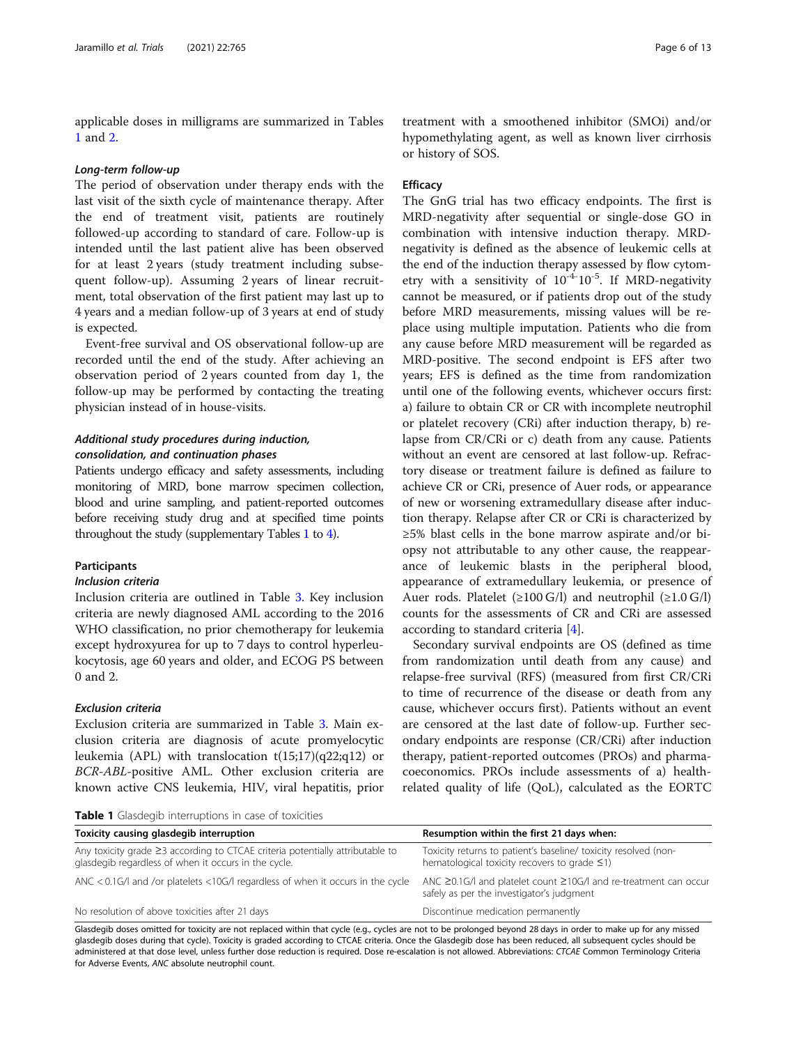applicable doses in milligrams are summarized in Tables 1 and 2.

#### *Long-term follow-up*

The period of observation under therapy ends with the last visit of the sixth cycle of maintenance therapy. After the end of treatment visit, patients are routinely followed-up according to standard of care. Follow-up is intended until the last patient alive has been observed for at least 2 years (study treatment including subsequent follow-up). Assuming 2 years of linear recruitment, total observation of the first patient may last up to 4 years and a median follow-up of 3 years at end of study is expected.

Event-free survival and OS observational follow-up are recorded until the end of the study. After achieving an observation period of 2 years counted from day 1, the follow-up may be performed by contacting the treating physician instead of in house-visits.

#### *Additional study procedures during induction, consolidation, and continuation phases*

Patients undergo efficacy and safety assessments, including monitoring of MRD, bone marrow specimen collection, blood and urine sampling, and patient-reported outcomes before receiving study drug and at specified time points throughout the study (supplementary Tables 1 to 4).

### Participants

#### *Inclusion criteria*

Inclusion criteria are outlined in Table 3. Key inclusion criteria are newly diagnosed AML according to the 2016 WHO classification, no prior chemotherapy for leukemia except hydroxyurea for up to 7 days to control hyperleukocytosis, age 60 years and older, and ECOG PS between 0 and 2.

#### *Exclusion criteria*

Exclusion criteria are summarized in Table 3. Main exclusion criteria are diagnosis of acute promyelocytic leukemia (APL) with translocation t(15;17)(q22;q12) or *BCR-ABL*-positive AML. Other exclusion criteria are known active CNS leukemia, HIV, viral hepatitis, prior treatment with a smoothened inhibitor (SMOi) and/or hypomethylating agent, as well as known liver cirrhosis or history of SOS.

### Efficacy

The GnG trial has two efficacy endpoints. The first is MRD-negativity after sequential or single-dose GO in combination with intensive induction therapy. MRD-negativity is defined as the absence of leukemic cells at the end of the induction therapy assessed by flow cytometry with a sensitivity of $10^{-4}$-$10^{-5}$. If MRD-negativity cannot be measured, or if patients drop out of the study before MRD measurements, missing values will be replace using multiple imputation. Patients who die from any cause before MRD measurement will be regarded as MRD-positive. The second endpoint is EFS after two years; EFS is defined as the time from randomization until one of the following events, whichever occurs first: a) failure to obtain CR or CR with incomplete neutrophil or platelet recovery (CRi) after induction therapy, b) relapse from CR/CRi or c) death from any cause. Patients without an event are censored at last follow-up. Refractory disease or treatment failure is defined as failure to achieve CR or CRi, presence of Auer rods, or appearance of new or worsening extramedullary disease after induction therapy. Relapse after CR or CRi is characterized by ≥5% blast cells in the bone marrow aspirate and/or biopsy not attributable to any other cause, the reappearance of leukemic blasts in the peripheral blood, appearance of extramedullary leukemia, or presence of Auer rods. Platelet (≥100 G/l) and neutrophil (≥1.0 G/l) counts for the assessments of CR and CRi are assessed according to standard criteria [4].

Secondary survival endpoints are OS (defined as time from randomization until death from any cause) and relapse-free survival (RFS) (measured from first CR/CRi to time of recurrence of the disease or death from any cause, whichever occurs first). Patients without an event are censored at the last date of follow-up. Further secondary endpoints are response (CR/CRi) after induction therapy, patient-reported outcomes (PROs) and pharmacoeconomics. PROs include assessments of a) health-related quality of life (QoL), calculated as the EORTC

**Table 1** Glasdegib interruptions in case of toxicities

| Toxicity causing glasdegib interruption | Resumption within the first 21 days when: |
|---|---|
| Any toxicity grade ≥3 according to CTCAE criteria potentially attributable to glasdegib regardless of when it occurs in the cycle. | Toxicity returns to patient's baseline/ toxicity resolved (non-hematological toxicity recovers to grade ≤1) |
| ANC < 0.1G/l and /or platelets <10G/l regardless of when it occurs in the cycle | ANC ≥0.1G/l and platelet count ≥10G/l and re-treatment can occur safely as per the investigator's judgment |
| No resolution of above toxicities after 21 days | Discontinue medication permanently |

Glasdegib doses omitted for toxicity are not replaced within that cycle (e.g., cycles are not to be prolonged beyond 28 days in order to make up for any missed glasdegib doses during that cycle). Toxicity is graded according to CTCAE criteria. Once the Glasdegib dose has been reduced, all subsequent cycles should be administered at that dose level, unless further dose reduction is required. Dose re-escalation is not allowed. Abbreviations: *CTCAE* Common Terminology Criteria for Adverse Events, *ANC* absolute neutrophil count.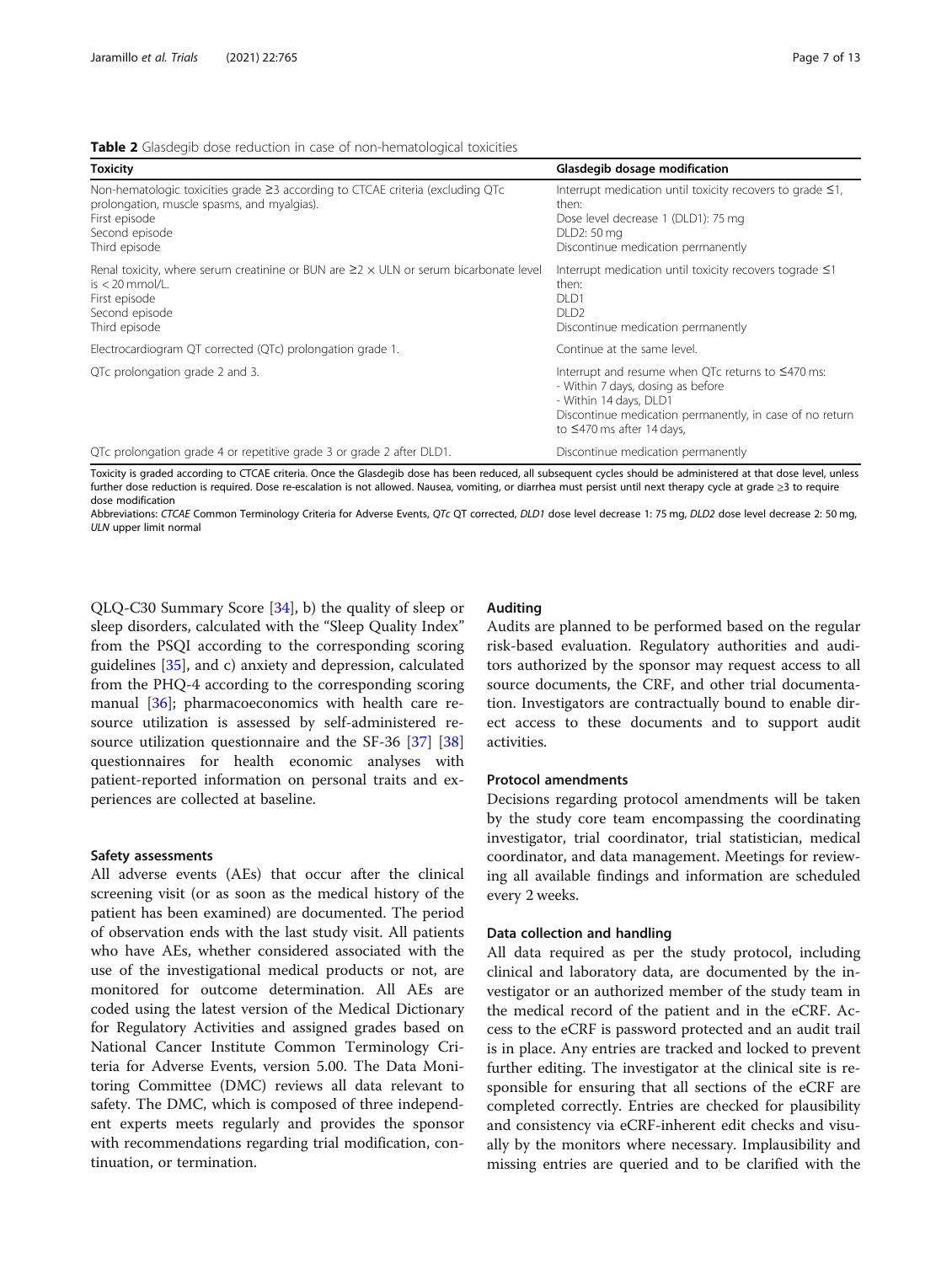**Table 2** Glasdegib dose reduction in case of non-hematological toxicities

| Toxicity | Glasdegib dosage modification |
|---|---|
| Non-hematologic toxicities grade ≥3 according to CTCAE criteria (excluding QTc prolongation, muscle spasms, and myalgias).<br>First episode<br>Second episode<br>Third episode | Interrupt medication until toxicity recovers to grade ≤1, then:<br>Dose level decrease 1 (DLD1): 75 mg<br>DLD2: 50 mg<br>Discontinue medication permanently |
| Renal toxicity, where serum creatinine or BUN are ≥2 × ULN or serum bicarbonate level is < 20 mmol/L.<br>First episode<br>Second episode<br>Third episode | Interrupt medication until toxicity recovers tograde ≤1 then:<br>DLD1<br>DLD2<br>Discontinue medication permanently |
| Electrocardiogram QT corrected (QTc) prolongation grade 1. | Continue at the same level. |
| QTc prolongation grade 2 and 3. | Interrupt and resume when QTc returns to ≤470 ms:<br>- Within 7 days, dosing as before<br>- Within 14 days, DLD1<br>Discontinue medication permanently, in case of no return to ≤470 ms after 14 days, |
| QTc prolongation grade 4 or repetitive grade 3 or grade 2 after DLD1. | Discontinue medication permanently |

Toxicity is graded according to CTCAE criteria. Once the Glasdegib dose has been reduced, all subsequent cycles should be administered at that dose level, unless further dose reduction is required. Dose re-escalation is not allowed. Nausea, vomiting, or diarrhea must persist until next therapy cycle at grade ≥3 to require dose modification

Abbreviations: *CTCAE* Common Terminology Criteria for Adverse Events, *QTc* QT corrected, *DLD1* dose level decrease 1: 75 mg, *DLD2* dose level decrease 2: 50 mg, *ULN* upper limit normal

QLQ-C30 Summary Score [34], b) the quality of sleep or sleep disorders, calculated with the "Sleep Quality Index" from the PSQI according to the corresponding scoring guidelines [35], and c) anxiety and depression, calculated from the PHQ-4 according to the corresponding scoring manual [36]; pharmacoeconomics with health care resource utilization is assessed by self-administered resource utilization questionnaire and the SF-36 [37] [38] questionnaires for health economic analyses with patient-reported information on personal traits and experiences are collected at baseline.

### Safety assessments

All adverse events (AEs) that occur after the clinical screening visit (or as soon as the medical history of the patient has been examined) are documented. The period of observation ends with the last study visit. All patients who have AEs, whether considered associated with the use of the investigational medical products or not, are monitored for outcome determination. All AEs are coded using the latest version of the Medical Dictionary for Regulatory Activities and assigned grades based on National Cancer Institute Common Terminology Criteria for Adverse Events, version 5.00. The Data Monitoring Committee (DMC) reviews all data relevant to safety. The DMC, which is composed of three independent experts meets regularly and provides the sponsor with recommendations regarding trial modification, continuation, or termination.

### Auditing

Audits are planned to be performed based on the regular risk-based evaluation. Regulatory authorities and auditors authorized by the sponsor may request access to all source documents, the CRF, and other trial documentation. Investigators are contractually bound to enable direct access to these documents and to support audit activities.

### Protocol amendments

Decisions regarding protocol amendments will be taken by the study core team encompassing the coordinating investigator, trial coordinator, trial statistician, medical coordinator, and data management. Meetings for reviewing all available findings and information are scheduled every 2 weeks.

### Data collection and handling

All data required as per the study protocol, including clinical and laboratory data, are documented by the investigator or an authorized member of the study team in the medical record of the patient and in the eCRF. Access to the eCRF is password protected and an audit trail is in place. Any entries are tracked and locked to prevent further editing. The investigator at the clinical site is responsible for ensuring that all sections of the eCRF are completed correctly. Entries are checked for plausibility and consistency via eCRF-inherent edit checks and visually by the monitors where necessary. Implausibility and missing entries are queried and to be clarified with the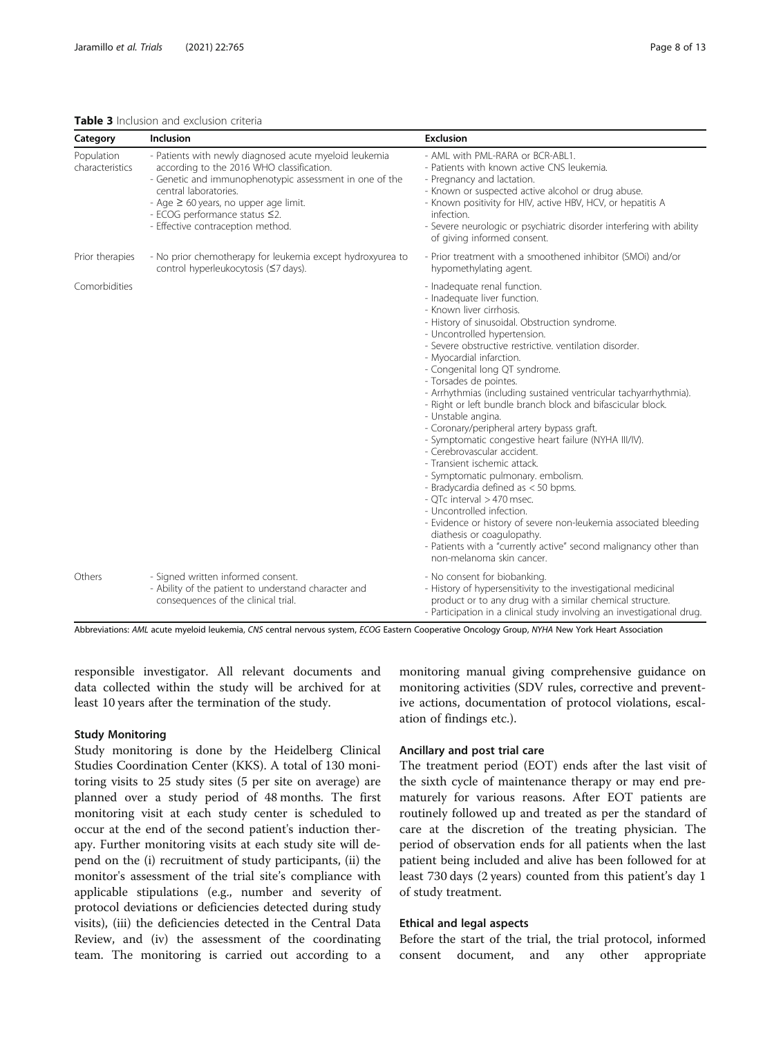**Table 3** Inclusion and exclusion criteria

| Category | Inclusion | Exclusion |
|---|---|---|
| Population characteristics | - Patients with newly diagnosed acute myeloid leukemia according to the 2016 WHO classification.<br>- Genetic and immunophenotypic assessment in one of the central laboratories.<br>- Age ≥ 60 years, no upper age limit.<br>- ECOG performance status ≤2.<br>- Effective contraception method. | - AML with PML-RARA or BCR-ABL1.<br>- Patients with known active CNS leukemia.<br>- Pregnancy and lactation.<br>- Known or suspected active alcohol or drug abuse.<br>- Known positivity for HIV, active HBV, HCV, or hepatitis A infection.<br>- Severe neurologic or psychiatric disorder interfering with ability of giving informed consent. |
| Prior therapies | - No prior chemotherapy for leukemia except hydroxyurea to control hyperleukocytosis (≤7 days). | - Prior treatment with a smoothened inhibitor (SMOi) and/or hypomethylating agent. |
| Comorbidities | | - Inadequate renal function.<br>- Inadequate liver function.<br>- Known liver cirrhosis.<br>- History of sinusoidal. Obstruction syndrome.<br>- Uncontrolled hypertension.<br>- Severe obstructive restrictive. ventilation disorder.<br>- Myocardial infarction.<br>- Congenital long QT syndrome.<br>- Torsades de pointes.<br>- Arrhythmias (including sustained ventricular tachyarrhythmia).<br>- Right or left bundle branch block and bifascicular block.<br>- Unstable angina.<br>- Coronary/peripheral artery bypass graft.<br>- Symptomatic congestive heart failure (NYHA III/IV).<br>- Cerebrovascular accident.<br>- Transient ischemic attack.<br>- Symptomatic pulmonary. embolism.<br>- Bradycardia defined as < 50 bpms.<br>- QTc interval > 470 msec.<br>- Uncontrolled infection.<br>- Evidence or history of severe non-leukemia associated bleeding diathesis or coagulopathy.<br>- Patients with a "currently active" second malignancy other than non-melanoma skin cancer. |
| Others | - Signed written informed consent.<br>- Ability of the patient to understand character and consequences of the clinical trial. | - No consent for biobanking.<br>- History of hypersensitivity to the investigational medicinal product or to any drug with a similar chemical structure.<br>- Participation in a clinical study involving an investigational drug. |

Abbreviations: *AML* acute myeloid leukemia, *CNS* central nervous system, *ECOG* Eastern Cooperative Oncology Group, *NYHA* New York Heart Association

responsible investigator. All relevant documents and data collected within the study will be archived for at least 10 years after the termination of the study.

### Study Monitoring

Study monitoring is done by the Heidelberg Clinical Studies Coordination Center (KKS). A total of 130 monitoring visits to 25 study sites (5 per site on average) are planned over a study period of 48 months. The first monitoring visit at each study center is scheduled to occur at the end of the second patient's induction therapy. Further monitoring visits at each study site will depend on the (i) recruitment of study participants, (ii) the monitor's assessment of the trial site's compliance with applicable stipulations (e.g., number and severity of protocol deviations or deficiencies detected during study visits), (iii) the deficiencies detected in the Central Data Review, and (iv) the assessment of the coordinating team. The monitoring is carried out according to a monitoring manual giving comprehensive guidance on monitoring activities (SDV rules, corrective and preventive actions, documentation of protocol violations, escalation of findings etc.).

### Ancillary and post trial care

The treatment period (EOT) ends after the last visit of the sixth cycle of maintenance therapy or may end prematurely for various reasons. After EOT patients are routinely followed up and treated as per the standard of care at the discretion of the treating physician. The period of observation ends for all patients when the last patient being included and alive has been followed for at least 730 days (2 years) counted from this patient's day 1 of study treatment.

### Ethical and legal aspects

Before the start of the trial, the trial protocol, informed consent document, and any other appropriate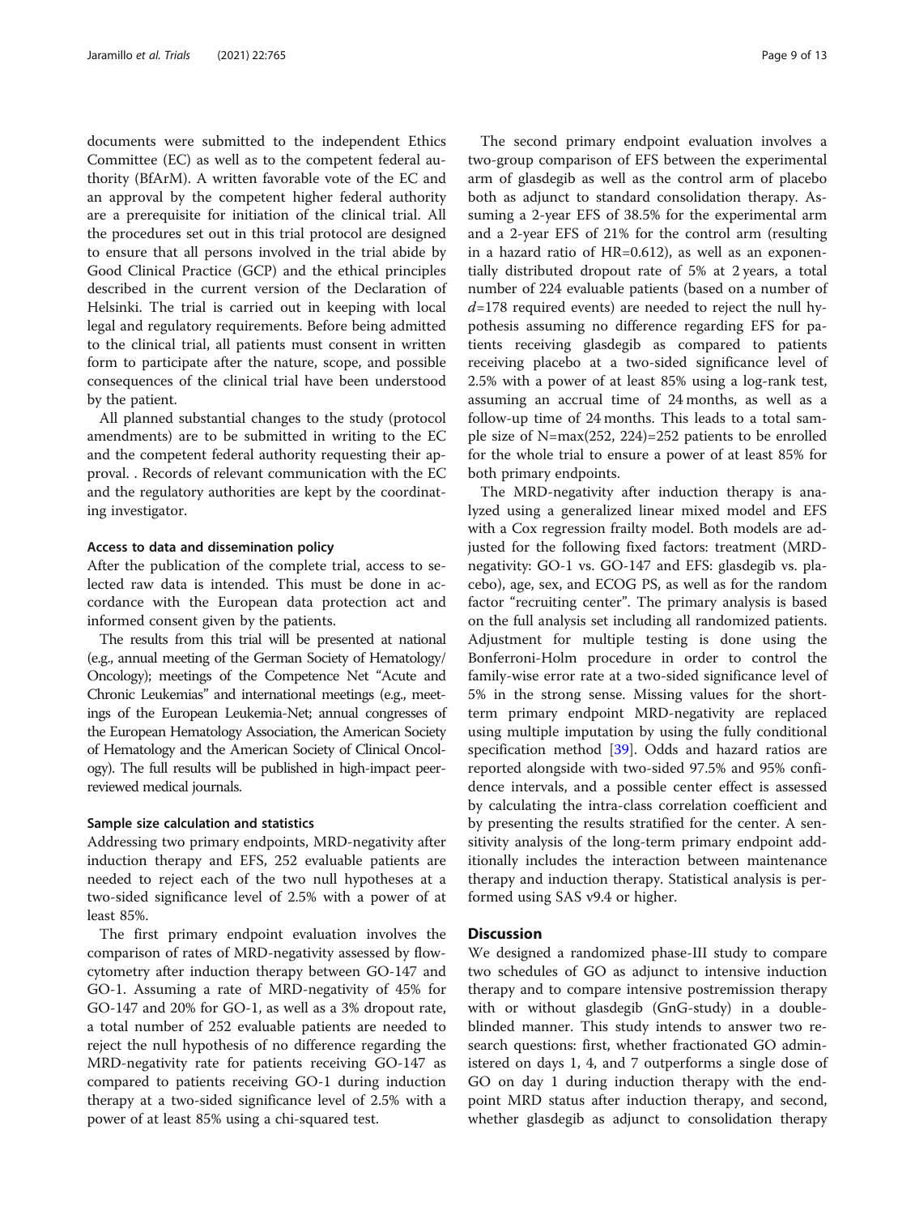documents were submitted to the independent Ethics Committee (EC) as well as to the competent federal authority (BfArM). A written favorable vote of the EC and an approval by the competent higher federal authority are a prerequisite for initiation of the clinical trial. All the procedures set out in this trial protocol are designed to ensure that all persons involved in the trial abide by Good Clinical Practice (GCP) and the ethical principles described in the current version of the Declaration of Helsinki. The trial is carried out in keeping with local legal and regulatory requirements. Before being admitted to the clinical trial, all patients must consent in written form to participate after the nature, scope, and possible consequences of the clinical trial have been understood by the patient.

All planned substantial changes to the study (protocol amendments) are to be submitted in writing to the EC and the competent federal authority requesting their approval. . Records of relevant communication with the EC and the regulatory authorities are kept by the coordinating investigator.

#### Access to data and dissemination policy

After the publication of the complete trial, access to selected raw data is intended. This must be done in accordance with the European data protection act and informed consent given by the patients.

The results from this trial will be presented at national (e.g., annual meeting of the German Society of Hematology/Oncology); meetings of the Competence Net "Acute and Chronic Leukemias" and international meetings (e.g., meetings of the European Leukemia-Net; annual congresses of the European Hematology Association, the American Society of Hematology and the American Society of Clinical Oncology). The full results will be published in high-impact peer-reviewed medical journals.

#### Sample size calculation and statistics

Addressing two primary endpoints, MRD-negativity after induction therapy and EFS, 252 evaluable patients are needed to reject each of the two null hypotheses at a two-sided significance level of 2.5% with a power of at least 85%.

The first primary endpoint evaluation involves the comparison of rates of MRD-negativity assessed by flow-cytometry after induction therapy between GO-147 and GO-1. Assuming a rate of MRD-negativity of 45% for GO-147 and 20% for GO-1, as well as a 3% dropout rate, a total number of 252 evaluable patients are needed to reject the null hypothesis of no difference regarding the MRD-negativity rate for patients receiving GO-147 as compared to patients receiving GO-1 during induction therapy at a two-sided significance level of 2.5% with a power of at least 85% using a chi-squared test.

The second primary endpoint evaluation involves a two-group comparison of EFS between the experimental arm of glasdegib as well as the control arm of placebo both as adjunct to standard consolidation therapy. Assuming a 2-year EFS of 38.5% for the experimental arm and a 2-year EFS of 21% for the control arm (resulting in a hazard ratio of HR=0.612), as well as an exponentially distributed dropout rate of 5% at 2 years, a total number of 224 evaluable patients (based on a number of $d$=178 required events) are needed to reject the null hypothesis assuming no difference regarding EFS for patients receiving glasdegib as compared to patients receiving placebo at a two-sided significance level of 2.5% with a power of at least 85% using a log-rank test, assuming an accrual time of 24 months, as well as a follow-up time of 24 months. This leads to a total sample size of N=max(252, 224)=252 patients to be enrolled for the whole trial to ensure a power of at least 85% for both primary endpoints.

The MRD-negativity after induction therapy is analyzed using a generalized linear mixed model and EFS with a Cox regression frailty model. Both models are adjusted for the following fixed factors: treatment (MRD-negativity: GO-1 vs. GO-147 and EFS: glasdegib vs. placebo), age, sex, and ECOG PS, as well as for the random factor "recruiting center". The primary analysis is based on the full analysis set including all randomized patients. Adjustment for multiple testing is done using the Bonferroni-Holm procedure in order to control the family-wise error rate at a two-sided significance level of 5% in the strong sense. Missing values for the short-term primary endpoint MRD-negativity are replaced using multiple imputation by using the fully conditional specification method [39]. Odds and hazard ratios are reported alongside with two-sided 97.5% and 95% confidence intervals, and a possible center effect is assessed by calculating the intra-class correlation coefficient and by presenting the results stratified for the center. A sensitivity analysis of the long-term primary endpoint additionally includes the interaction between maintenance therapy and induction therapy. Statistical analysis is performed using SAS v9.4 or higher.

## Discussion

We designed a randomized phase-III study to compare two schedules of GO as adjunct to intensive induction therapy and to compare intensive postremission therapy with or without glasdegib (GnG-study) in a double-blinded manner. This study intends to answer two research questions: first, whether fractionated GO administered on days 1, 4, and 7 outperforms a single dose of GO on day 1 during induction therapy with the endpoint MRD status after induction therapy, and second, whether glasdegib as adjunct to consolidation therapy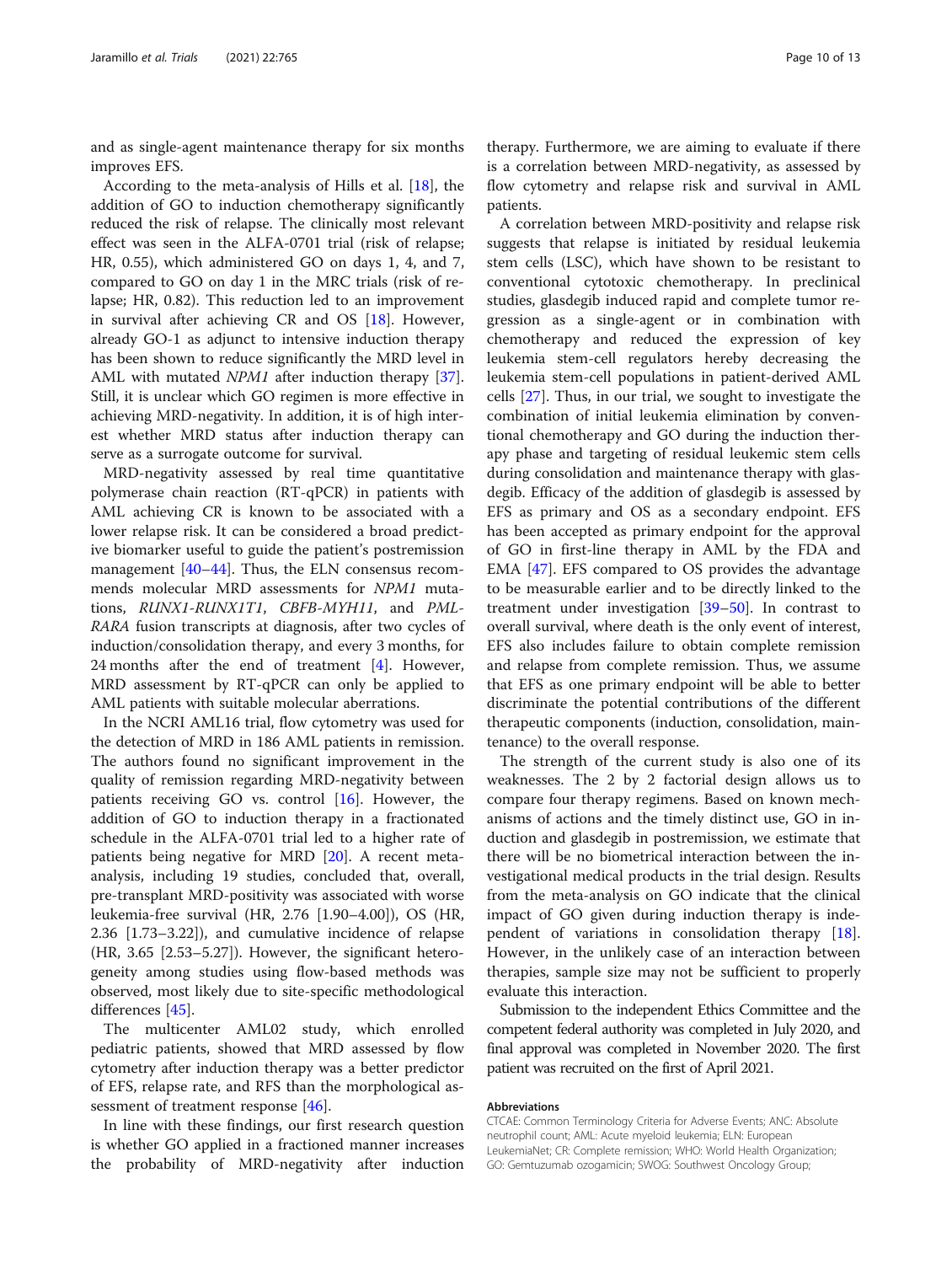and as single-agent maintenance therapy for six months improves EFS.

According to the meta-analysis of Hills et al. [18], the addition of GO to induction chemotherapy significantly reduced the risk of relapse. The clinically most relevant effect was seen in the ALFA-0701 trial (risk of relapse; HR, 0.55), which administered GO on days 1, 4, and 7, compared to GO on day 1 in the MRC trials (risk of relapse; HR, 0.82). This reduction led to an improvement in survival after achieving CR and OS [18]. However, already GO-1 as adjunct to intensive induction therapy has been shown to reduce significantly the MRD level in AML with mutated *NPM1* after induction therapy [37]. Still, it is unclear which GO regimen is more effective in achieving MRD-negativity. In addition, it is of high interest whether MRD status after induction therapy can serve as a surrogate outcome for survival.

MRD-negativity assessed by real time quantitative polymerase chain reaction (RT-qPCR) in patients with AML achieving CR is known to be associated with a lower relapse risk. It can be considered a broad predictive biomarker useful to guide the patient's postremission management [40–44]. Thus, the ELN consensus recommends molecular MRD assessments for *NPM1* mutations, *RUNX1-RUNX1T1*, *CBFB-MYH11*, and *PML-RARA* fusion transcripts at diagnosis, after two cycles of induction/consolidation therapy, and every 3 months, for 24 months after the end of treatment [4]. However, MRD assessment by RT-qPCR can only be applied to AML patients with suitable molecular aberrations.

In the NCRI AML16 trial, flow cytometry was used for the detection of MRD in 186 AML patients in remission. The authors found no significant improvement in the quality of remission regarding MRD-negativity between patients receiving GO vs. control [16]. However, the addition of GO to induction therapy in a fractionated schedule in the ALFA-0701 trial led to a higher rate of patients being negative for MRD [20]. A recent meta-analysis, including 19 studies, concluded that, overall, pre-transplant MRD-positivity was associated with worse leukemia-free survival (HR, 2.76 [1.90–4.00]), OS (HR, 2.36 [1.73–3.22]), and cumulative incidence of relapse (HR, 3.65 [2.53–5.27]). However, the significant heterogeneity among studies using flow-based methods was observed, most likely due to site-specific methodological differences [45].

The multicenter AML02 study, which enrolled pediatric patients, showed that MRD assessed by flow cytometry after induction therapy was a better predictor of EFS, relapse rate, and RFS than the morphological assessment of treatment response [46].

In line with these findings, our first research question is whether GO applied in a fractioned manner increases the probability of MRD-negativity after induction therapy. Furthermore, we are aiming to evaluate if there is a correlation between MRD-negativity, as assessed by flow cytometry and relapse risk and survival in AML patients.

A correlation between MRD-positivity and relapse risk suggests that relapse is initiated by residual leukemia stem cells (LSC), which have shown to be resistant to conventional cytotoxic chemotherapy. In preclinical studies, glasdegib induced rapid and complete tumor regression as a single-agent or in combination with chemotherapy and reduced the expression of key leukemia stem-cell regulators hereby decreasing the leukemia stem-cell populations in patient-derived AML cells [27]. Thus, in our trial, we sought to investigate the combination of initial leukemia elimination by conventional chemotherapy and GO during the induction therapy phase and targeting of residual leukemic stem cells during consolidation and maintenance therapy with glasdegib. Efficacy of the addition of glasdegib is assessed by EFS as primary and OS as a secondary endpoint. EFS has been accepted as primary endpoint for the approval of GO in first-line therapy in AML by the FDA and EMA [47]. EFS compared to OS provides the advantage to be measurable earlier and to be directly linked to the treatment under investigation [39–50]. In contrast to overall survival, where death is the only event of interest, EFS also includes failure to obtain complete remission and relapse from complete remission. Thus, we assume that EFS as one primary endpoint will be able to better discriminate the potential contributions of the different therapeutic components (induction, consolidation, maintenance) to the overall response.

The strength of the current study is also one of its weaknesses. The 2 by 2 factorial design allows us to compare four therapy regimens. Based on known mechanisms of actions and the timely distinct use, GO in induction and glasdegib in postremission, we estimate that there will be no biometrical interaction between the investigational medical products in the trial design. Results from the meta-analysis on GO indicate that the clinical impact of GO given during induction therapy is independent of variations in consolidation therapy [18]. However, in the unlikely case of an interaction between therapies, sample size may not be sufficient to properly evaluate this interaction.

Submission to the independent Ethics Committee and the competent federal authority was completed in July 2020, and final approval was completed in November 2020. The first patient was recruited on the first of April 2021.

#### Abbreviations

CTCAE: Common Terminology Criteria for Adverse Events; ANC: Absolute neutrophil count; AML: Acute myeloid leukemia; ELN: European LeukemiaNet; CR: Complete remission; WHO: World Health Organization; GO: Gemtuzumab ozogamicin; SWOG: Southwest Oncology Group;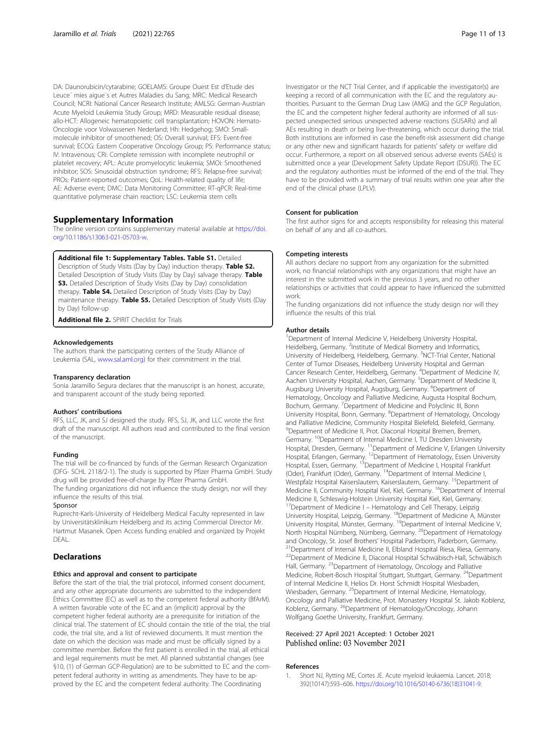DA: Daunorubicin/cytarabine; GOELAMS: Groupe Ouest Est d'Etude des Leuce´ mies aigue¨s et Autres Maladies du Sang; MRC: Medical Research Council; NCRI: National Cancer Research Institute; AMLSG: German-Austrian Acute Myeloid Leukemia Study Group; MRD: Measurable residual disease; allo-HCT: Allogeneic hematopoietic cell transplantation; HOVON: Hemato-Oncologie voor Volwassenen Nederland; Hh: Hedgehog; SMO: Small-molecule inhibitor of smoothened; OS: Overall survival; EFS: Event-free survival; ECOG: Eastern Cooperative Oncology Group; PS: Performance status; IV: Intravenous; CRi: Complete remission with incomplete neutrophil or platelet recovery; APL: Acute promyelocytic leukemia; SMOi: Smoothened inhibitor; SOS: Sinusoidal obstruction syndrome; RFS: Relapse-free survival; PROs: Patient-reported outcomes; QoL: Health-related quality of life; AE: Adverse event; DMC: Data Monitoring Committee; RT-qPCR: Real-time quantitative polymerase chain reaction; LSC: Leukemia stem cells

## Supplementary Information

The online version contains supplementary material available at https://doi.org/10.1186/s13063-021-05703-w.

**Additional file 1: Supplementary Tables. Table S1.** Detailed Description of Study Visits (Day by Day) induction therapy. **Table S2.** Detailed Description of Study Visits (Day by Day) salvage therapy. **Table S3.** Detailed Description of Study Visits (Day by Day) consolidation therapy. **Table S4.** Detailed Description of Study Visits (Day by Day) maintenance therapy. **Table S5.** Detailed Description of Study Visits (Day by Day) follow-up

**Additional file 2.** SPIRIT Checklist for Trials

### Acknowledgements

The authors thank the participating centers of the Study Alliance of Leukemia (SAL, www.sal.aml.org) for their commitment in the trial.

### Transparency declaration

Sonia Jaramillo Segura declares that the manuscript is an honest, accurate, and transparent account of the study being reported.

### Authors' contributions

RFS, SJ, JK, and SJ designed the study. RFS, SJ, JK, and LLC wrote the first draft of the manuscript. All authors read and contributed to the final version of the manuscript.

### Funding

The trial will be co-financed by funds of the German Research Organization (DFG- SCHL 2118/2-1). The study is supported by Pfizer Pharma GmbH. Study drug will be provided free-of-charge by Pfizer Pharma GmbH.

The funding organizations did not influence the study design, nor will they influence the results of this trial.

### Sponsor

Ruprecht-Karls-University of Heidelberg Medical Faculty represented in law by Universitätsklinikum Heidelberg and its acting Commercial Director Mr. Hartmut Masanek. Open Access funding enabled and organized by Projekt DEAL.

## Declarations

### Ethics and approval and consent to participate

Before the start of the trial, the trial protocol, informed consent document, and any other appropriate documents are submitted to the independent Ethics Committee (EC) as well as to the competent federal authority (BfArM). A written favorable vote of the EC and an (implicit) approval by the competent higher federal authority are a prerequisite for initiation of the clinical trial. The statement of EC should contain the title of the trial, the trial code, the trial site, and a list of reviewed documents. It must mention the date on which the decision was made and must be officially signed by a committee member. Before the first patient is enrolled in the trial, all ethical and legal requirements must be met. All planned substantial changes (see §10, (1) of German GCP-Regulation) are to be submitted to EC and the competent federal authority in writing as amendments. They have to be approved by the EC and the competent federal authority. The Coordinating Investigator or the NCT Trial Center, and if applicable the investigator(s) are keeping a record of all communication with the EC and the regulatory authorities. Pursuant to the German Drug Law (AMG) and the GCP Regulation, the EC and the competent higher federal authority are informed of all suspected unexpected serious unexpected adverse reactions (SUSARs) and all AEs resulting in death or being live-threatening, which occur during the trial. Both institutions are informed in case the benefit-risk assessment did change or any other new and significant hazards for patients' safety or welfare did occur. Furthermore, a report on all observed serious adverse events (SAEs) is submitted once a year (Development Safety Update Report (DSUR)). The EC and the regulatory authorities must be informed of the end of the trial. They have to be provided with a summary of trial results within one year after the end of the clinical phase (LPLV).

### Consent for publication

The first author signs for and accepts responsibility for releasing this material on behalf of any and all co-authors.

### Competing interests

All authors declare no support from any organization for the submitted work, no financial relationships with any organizations that might have an interest in the submitted work in the previous 3 years, and no other relationships or activities that could appear to have influenced the submitted work.

The funding organizations did not influence the study design nor will they influence the results of this trial.

### Author details

[1]Department of Internal Medicine V, Heidelberg University Hospital, Heidelberg, Germany. [2]Institute of Medical Biometry and Informatics, University of Heidelberg, Heidelberg, Germany. [3]NCT-Trial Center, National Center of Tumor Diseases, Heidelberg University Hospital and German Cancer Research Center, Heidelberg, Germany. [4]Department of Medicine IV, Aachen University Hospital, Aachen, Germany. [5]Department of Medicine II, Augsburg University Hospital, Augsburg, Germany. [6]Department of Hematology, Oncology and Palliative Medicine, Augusta Hospital Bochum, Bochum, Germany. [7]Department of Medicine and Polyclinic III, Bonn University Hospital, Bonn, Germany. [8]Department of Hematology, Oncology and Palliative Medicine, Community Hospital Bielefeld, Bielefeld, Germany. [9]Department of Medicine II, Prot. Diaconal Hospital Bremen, Bremen, Germany. [10]Department of Internal Medicine I, TU Dresden University Hospital, Dresden, Germany. [11]Department of Medicine V, Erlangen University Hospital, Erlangen, Germany. [12]Department of Hematology, Essen University Hospital, Essen, Germany. [13]Department of Medicine I, Hospital Frankfurt (Oder), Frankfurt (Oder), Germany. [14]Department of Internal Medicine I, Westpfalz Hospital Kaiserslautern, Kaiserslautern, Germany. [15]Department of Medicine II, Community Hospital Kiel, Kiel, Germany. [16]Department of Internal Medicine II, Schleswig-Holstein University Hospital Kiel, Kiel, Germany. [17]Department of Medicine I – Hematology and Cell Therapy, Leipzig University Hospital, Leipzig, Germany. [18]Department of Medicine A, Münster University Hospital, Münster, Germany. [19]Department of Internal Medicine V, North Hospital Nürnberg, Nürnberg, Germany. [20]Department of Hematology and Oncology, St. Josef Brothers' Hospital Paderborn, Paderborn, Germany. [21]Department of Internal Medicine II, Elbland Hospital Riesa, Riesa, Germany. [22]Department of Medicine II, Diaconal Hospital Schwäbisch-Hall, Schwäbisch Hall, Germany. [23]Department of Hematology, Oncology and Palliative Medicine, Robert-Bosch Hospital Stuttgart, Stuttgart, Germany. [24]Department of Internal Medicine II, Helios Dr. Horst Schmidt Hospital Wiesbaden, Wiesbaden, Germany. [25]Department of Internal Medicine, Hematology, Oncology and Palliative Medicine, Prot. Monastery Hospital St. Jakob Koblenz, Koblenz, Germany. [26]Department of Hematology/Oncology, Johann Wolfgang Goethe University, Frankfurt, Germany.

Received: 27 April 2021 Accepted: 1 October 2021
Published online: 03 November 2021

## References

1. Short NJ, Rytting ME, Cortes JE. Acute myeloid leukaemia. Lancet. 2018; 392(10147):593–606. https://doi.org/10.1016/S0140-6736(18)31041-9.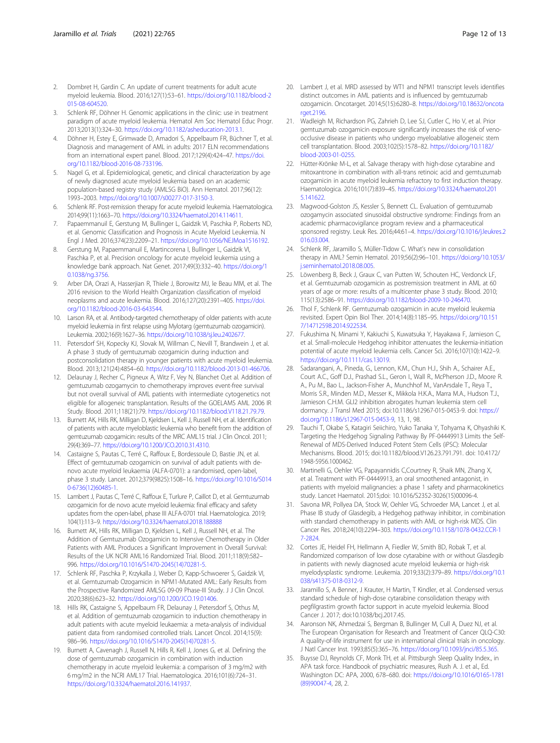2. Dombret H, Gardin C. An update of current treatments for adult acute myeloid leukemia. Blood. 2016;127(1):53–61. https://doi.org/10.1182/blood-2015-08-604520.
3. Schlenk RF, Döhner H. Genomic applications in the clinic: use in treatment paradigm of acute myeloid leukemia. Hematol Am Soc Hematol Educ Progr. 2013;2013(1):324–30. https://doi.org/10.1182/asheducation-2013.1.
4. Döhner H, Estey E, Grimwade D, Amadori S, Appelbaum FR, Büchner T, et al. Diagnosis and management of AML in adults: 2017 ELN recommendations from an international expert panel. Blood. 2017;129(4):424–47. https://doi.org/10.1182/blood-2016-08-733196.
5. Nagel G, et al. Epidemiological, genetic, and clinical characterization by age of newly diagnosed acute myeloid leukemia based on an academic population-based registry study (AMLSG BiO). Ann Hematol. 2017;96(12):1993–2003. https://doi.org/10.1007/s00277-017-3150-3.
6. Schlenk RF. Post-remission therapy for acute myeloid leukemia. Haematologica. 2014;99(11):1663–70. https://doi.org/10.3324/haematol.2014.114611.
7. Papaemmanuil E, Gerstung M, Bullinger L, Gaidzik VI, Paschka P, Roberts ND, et al. Genomic Classification and Prognosis in Acute Myeloid Leukemia. N Engl J Med. 2016;374(23):2209–21. https://doi.org/10.1056/NEJMoa1516192.
8. Gerstung M, Papaemmanuil E, Martincorena I, Bullinger L, Gaidzik VI, Paschka P, et al. Precision oncology for acute myeloid leukemia using a knowledge bank approach. Nat Genet. 2017;49(3):332–40. https://doi.org/10.1038/ng.3756.
9. Arber DA, Orazi A, Hasserjian R, Thiele J, Borowitz MJ, le Beau MM, et al. The 2016 revision to the World Health Organization classification of myeloid neoplasms and acute leukemia. Blood. 2016;127(20):2391–405. https://doi.org/10.1182/blood-2016-03-643544.
10. Larson RA, et al. Antibody-targeted chemotherapy of older patients with acute myeloid leukemia in first relapse using Mylotarg (gemtuzumab ozogamicin). Leukemia. 2002;16(9):1627–36. https://doi.org/10.1038/sj.leu.2402677.
11. Petersdorf SH, Kopecky KJ, Slovak M, Willman C, Nevill T, Brandwein J, et al. A phase 3 study of gemtuzumab ozogamicin during induction and postconsolidation therapy in younger patients with acute myeloid leukemia. Blood. 2013;121(24):4854–60. https://doi.org/10.1182/blood-2013-01-466706.
12. Delaunay J, Recher C, Pigneux A, Witz F, Vey N, Blanchet O,et al. Addition of gemtuzumab ozogamycin to chemotherapy improves event-free survival but not overall survival of AML patients with intermediate cytogenetics not eligible for allogeneic transplantation. Results of the GOELAMS AML 2006 IR Study. Blood. 2011;118(21):79. https://doi.org/10.1182/blood.V118.21.79.79.
13. Burnett AK, Hills RK, Milligan D, Kjeldsen L, Kell J, Russell NH, et al. Identification of patients with acute myeloblastic leukemia who benefit from the addition of gemtuzumab ozogamicin: results of the MRC AML15 trial. J Clin Oncol. 2011; 29(4):369–77. https://doi.org/10.1200/JCO.2010.31.4310.
14. Castaigne S, Pautas C, Terré C, Raffoux E, Bordessoule D, Bastie JN, et al. Effect of gemtuzumab ozogamicin on survival of adult patients with de-novo acute myeloid leukaemia (ALFA-0701): a randomised, open-label, phase 3 study. Lancet. 2012;379(9825):1508–16. https://doi.org/10.1016/S0140-6736(12)60485-1.
15. Lambert J, Pautas C, Terré C, Raffoux E, Turlure P, Caillot D, et al. Gemtuzumab ozogamicin for de novo acute myeloid leukemia: final efficacy and safety updates from the open-label, phase III ALFA-0701 trial. Haematologica. 2019; 104(1):113–9. https://doi.org/10.3324/haematol.2018.188888
16. Burnett AK, Hills RK, Milligan D, Kjeldsen L, Kell J, Russell NH, et al. The Addition of Gemtuzumab Ozogamicin to Intensive Chemotherapy in Older Patients with AML Produces a Significant Improvement in Overall Survival: Results of the UK NCRI AML16 Randomized Trial. Blood. 2011;118(9):582–996. https://doi.org/10.1016/S1470-2045(14)70281-5.
17. Schlenk RF, Paschka P, Krzykalla J, Weber D, Kapp-Schwoerer S, Gaidzik VI, et al. Gemtuzumab Ozogamicin in NPM1-Mutated AML: Early Results from the Prospective Randomized AMLSG 09-09 Phase-III Study. J J Clin Oncol. 2020;38(6):623–32. https://doi.org/10.1200/JCO.19.01406.
18. Hills RK, Castaigne S, Appelbaum FR, Delaunay J, Petersdorf S, Othus M, et al. Addition of gemtuzumab ozogamicin to induction chemotherapy in adult patients with acute myeloid leukaemia: a meta-analysis of individual patient data from randomised controlled trials. Lancet Oncol. 2014;15(9):986–96. https://doi.org/10.1016/S1470-2045(14)70281-5.
19. Burnett A, Cavenagh J, Russell N, Hills R, Kell J, Jones G, et al. Defining the dose of gemtuzumab ozogamicin in combination with induction chemotherapy in acute myeloid leukemia: a comparison of 3 mg/m2 with 6 mg/m2 in the NCRI AML17 Trial. Haematologica. 2016;101(6):724–31. https://doi.org/10.3324/haematol.2016.141937.
20. Lambert J, et al. MRD assessed by WT1 and NPM1 transcript levels identifies distinct outcomes in AML patients and is influenced by gemtuzumab ozogamicin. Oncotarget. 2014;5(15):6280–8. https://doi.org/10.18632/oncotarget.2196.
21. Wadleigh M, Richardson PG, Zahrieh D, Lee SJ, Cutler C, Ho V, et al. Prior gemtuzumab ozogamicin exposure significantly increases the risk of veno-occlusive disease in patients who undergo myeloablative allogeneic stem cell transplantation. Blood. 2003;102(5):1578–82. https://doi.org/10.1182/blood-2003-01-0255.
22. Hütter-Krönke M-L, et al. Salvage therapy with high-dose cytarabine and mitoxantrone in combination with all-trans retinoic acid and gemtuzumab ozogamicin in acute myeloid leukemia refractory to first induction therapy. Haematologica. 2016;101(7):839–45. https://doi.org/10.3324/haematol.2015.141622.
23. Magwood-Golston JS, Kessler S, Bennett CL. Evaluation of gemtuzumab ozogamycin associated sinusoidal obstructive syndrome: Findings from an academic pharmacovigilance program review and a pharmaceutical sponsored registry. Leuk Res. 2016;44:61–4. https://doi.org/10.1016/j.leukres.2016.03.004.
24. Schlenk RF, Jaramillo S, Müller-Tidow C. What's new in consolidation therapy in AML? Semin Hematol. 2019;56(2):96–101. https://doi.org/10.1053/j.seminhematol.2018.08.005.
25. Löwenberg B, Beck J, Graux C, van Putten W, Schouten HC, Verdonck LF, et al. Gemtuzumab ozogamicin as postremission treatment in AML at 60 years of age or more: results of a multicenter phase 3 study. Blood. 2010; 115(13):2586–91. https://doi.org/10.1182/blood-2009-10-246470.
26. Thol F, Schlenk RF. Gemtuzumab ozogamicin in acute myeloid leukemia revisited. Expert Opin Biol Ther. 2014;14(8):1185–95. https://doi.org/10.1517/14712598.2014.922534.
27. Fukushima N, Minami Y, Kakiuchi S, Kuwatsuka Y, Hayakawa F, Jamieson C, et al. Small-molecule Hedgehog inhibitor attenuates the leukemia-initiation potential of acute myeloid leukemia cells. Cancer Sci. 2016;107(10):1422–9. https://doi.org/10.1111/cas.13019.
28. Sadarangani, A., Pineda, G., Lennon, K.M., Chun H.J., Shih A., Schairer A.E., Court A.C., Goff D.J., Prashad S.L., Geron I., Wall R., McPherson J.D., Moore R. A., Pu M., Bao L., Jackson-Fisher A., Munchhof M., VanArsdale T., Reya T., Morris S.R., Minden M.D., Messer K., Mikkola H.K.A., Marra M.A., Hudson T.J., Jamieson C.H.M. GLI2 inhibition abrogates human leukemia stem cell dormancy. J Transl Med 2015; doi:10.1186/s12967-015-0453-9. doi: https://doi.org/10.1186/s12967-015-0453-9, 13, 1, 98.
29. Tauchi T, Okabe S, Katagiri Seiichiro, Yuko Tanaka Y, Tohyama K, Ohyashiki K. Targeting the Hedgehog Signaling Pathway By PF-04449913 Limits the Self-Renewal of MDS-Derived Induced Potent Stem Cells (iPSC): Molecular Mechanisms. Blood. 2015; doi:10.1182/blood.V126.23.791.791. doi: 10.4172/1948-5956.1000462.
30. Martinelli G, Oehler VG, Papayannidis C,Courtney R, Shaik MN, Zhang X, et al. Treatment with PF-04449913, an oral smoothened antagonist, in patients with myeloid malignancies: a phase 1 safety and pharmacokinetics study. Lancet Haematol. 2015;doi: 10.1016/S2352-3026(15)00096-4.
31. Savona MR, Pollyea DA, Stock W, Oehler VG, Schroeder MA, Lancet J, et al. Phase IB study of Glasdegib, a Hedgehog pathway inhibitor, in combination with standard chemotherapy in patients with AML or high-risk MDS. Clin Cancer Res. 2018;24(10):2294–303. https://doi.org/10.1158/1078-0432.CCR-17-2824.
32. Cortes JE, Heidel FH, Hellmann A, Fiedler W, Smith BD, Robak T, et al. Randomized comparison of low dose cytarabine with or without Glasdegib in patients with newly diagnosed acute myeloid leukemia or high-risk myelodysplastic syndrome. Leukemia. 2019;33(2):379–89. https://doi.org/10.1038/s41375-018-0312-9.
33. Jaramillo S, A Benner, J Krauter, H Martin, T Kindler, et al. Condensed versus standard schedule of high-dose cytarabine consolidation therapy with pegfilgrastim growth factor support in acute myeloid leukemia. Blood Cancer J. 2017; doi:10.1038/bcj.2017.45.
34. Aaronson NK, Ahmedzai S, Bergman B, Bullinger M, Cull A, Duez NJ, et al. The European Organisation for Research and Treatment of Cancer QLQ-C30: A quality-of-life instrument for use in international clinical trials in oncology. J Natl Cancer Inst. 1993;85(5):365–76. https://doi.org/10.1093/jnci/85.5.365.
35. Buysse DJ, Reynolds CF, Monk TH, et al. Pittsburgh Sleep Quality Index., in APA task force. Handbook of psychiatric measures, Rush A. J. et al., Ed. Washington DC: APA, 2000, 678–680. doi: https://doi.org/10.1016/0165-1781(89)90047-4, 28, 2.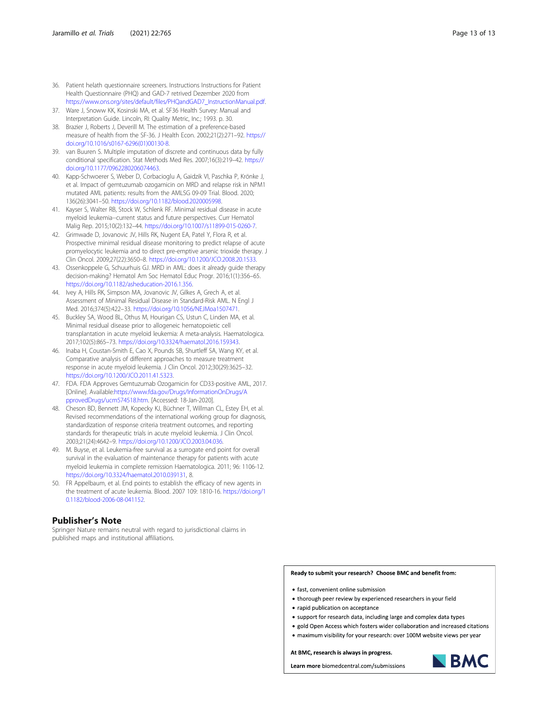36. Patient helath questionnaire screeners. Instructions Instructions for Patient Health Questionnaire (PHQ) and GAD-7 retrived Dezember 2020 from https://www.ons.org/sites/default/files/PHQandGAD7_InstructionManual.pdf.
37. Ware J, Snoww KK, Kosinski MA, et al. SF36 Health Survey: Manual and Interpretation Guide. Lincoln, RI: Quality Metric, Inc.; 1993. p. 30.
38. Brazier J, Roberts J, Deverill M. The estimation of a preference-based measure of health from the SF-36. J Health Econ. 2002;21(2):271–92. https://doi.org/10.1016/s0167-6296(01)00130-8.
39. van Buuren S. Multiple imputation of discrete and continuous data by fully conditional specification. Stat Methods Med Res. 2007;16(3):219–42. https://doi.org/10.1177/0962280206074463.
40. Kapp-Schwoerer S, Weber D, Corbacioglu A, Gaidzik VI, Paschka P, Krönke J, et al. Impact of gemtuzumab ozogamicin on MRD and relapse risk in NPM1 mutated AML patients: results from the AMLSG 09-09 Trial. Blood. 2020; 136(26):3041–50. https://doi.org/10.1182/blood.2020005998.
41. Kayser S, Walter RB, Stock W, Schlenk RF. Minimal residual disease in acute myeloid leukemia--current status and future perspectives. Curr Hematol Malig Rep. 2015;10(2):132–44. https://doi.org/10.1007/s11899-015-0260-7.
42. Grimwade D, Jovanovic JV, Hills RK, Nugent EA, Patel Y, Flora R, et al. Prospective minimal residual disease monitoring to predict relapse of acute promyelocytic leukemia and to direct pre-emptive arsenic trioxide therapy. J Clin Oncol. 2009;27(22):3650–8. https://doi.org/10.1200/JCO.2008.20.1533.
43. Ossenkoppele G, Schuurhuis GJ. MRD in AML: does it already guide therapy decision-making? Hematol Am Soc Hematol Educ Progr. 2016;1(1):356–65. https://doi.org/10.1182/asheducation-2016.1.356.
44. Ivey A, Hills RK, Simpson MA, Jovanovic JV, Gilkes A, Grech A, et al. Assessment of Minimal Residual Disease in Standard-Risk AML. N Engl J Med. 2016;374(5):422–33. https://doi.org/10.1056/NEJMoa1507471.
45. Buckley SA, Wood BL, Othus M, Hourigan CS, Ustun C, Linden MA, et al. Minimal residual disease prior to allogeneic hematopoietic cell transplantation in acute myeloid leukemia: A meta-analysis. Haematologica. 2017;102(5):865–73. https://doi.org/10.3324/haematol.2016.159343.
46. Inaba H, Coustan-Smith E, Cao X, Pounds SB, Shurtleff SA, Wang KY, et al. Comparative analysis of different approaches to measure treatment response in acute myeloid leukemia. J Clin Oncol. 2012;30(29):3625–32. https://doi.org/10.1200/JCO.2011.41.5323.
47. FDA. FDA Approves Gemtuzumab Ozogamicin for CD33-positive AML, 2017. [Online]. Available:https://www.fda.gov/Drugs/InformationOnDrugs/ApprovedDrugs/ucm574518.htm. [Accessed: 18-Jan-2020].
48. Cheson BD, Bennett JM, Kopecky KJ, Büchner T, Willman CL, Estey EH, et al. Revised recommendations of the international working group for diagnosis, standardization of response criteria treatment outcomes, and reporting standards for therapeutic trials in acute myeloid leukemia. J Clin Oncol. 2003;21(24):4642–9. https://doi.org/10.1200/JCO.2003.04.036.
49. M. Buyse, et al. Leukemia-free survival as a surrogate end point for overall survival in the evaluation of maintenance therapy for patients with acute myeloid leukemia in complete remission Haematologica. 2011; 96: 1106-12. https://doi.org/10.3324/haematol.2010.039131, 8.
50. FR Appelbaum, et al. End points to establish the efficacy of new agents in the treatment of acute leukemia. Blood. 2007 109: 1810-16. https://doi.org/10.1182/blood-2006-08-041152.

## Publisher's Note

Springer Nature remains neutral with regard to jurisdictional claims in published maps and institutional affiliations.

**Ready to submit your research? Choose BMC and benefit from:**

- fast, convenient online submission
- thorough peer review by experienced researchers in your field
- rapid publication on acceptance
- support for research data, including large and complex data types
- gold Open Access which fosters wider collaboration and increased citations
- maximum visibility for your research: over 100M website views per year

**At BMC, research is always in progress.**

**Learn more** biomedcentral.com/submissions

BMC